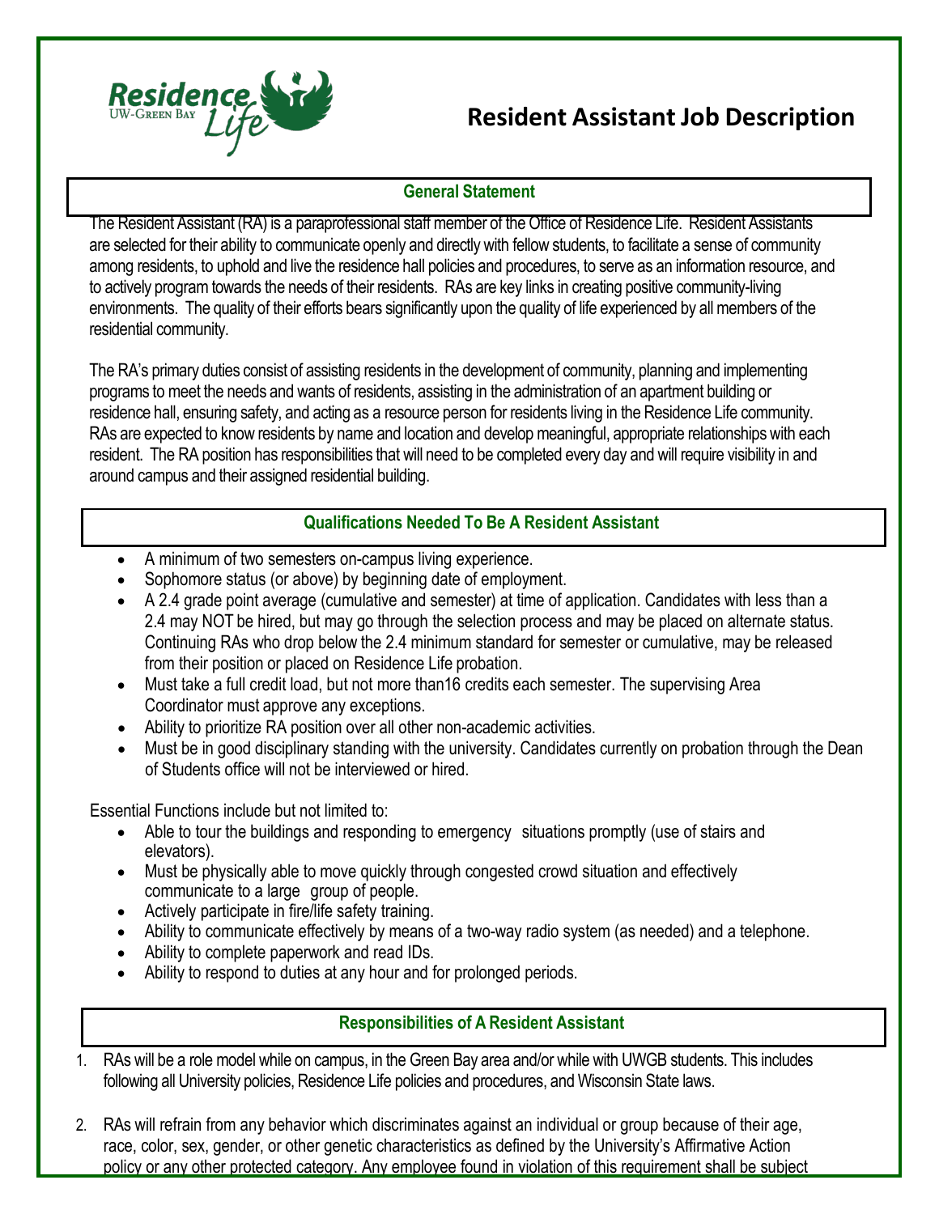# Resident Assistant Job Description

## General Statement

The Resident Assistant (RA) is a paraprofessional staff member of the Office of Residence Life. Resident Assistants are selected for their ability to communicate openly and directly with fellow students, to facilitate a sense of community among residents, to uphold and live the residence hall policies and procedures, to serve as an information resource, and to actively program towards the needs of their residents. RAs are key links in creating positive community-living environments. The quality of their efforts bears significantly upon the quality of life experienced by all members of the residential community.

The RA's primary duties consist of assisting residents in the development of community, planning and implementing programs to meet the needs and wants of residents, assisting in the administration of an apartment building or residence hall, ensuring safety, and acting as a resource person for residents living in the Residence Life community. RAs are expected to know residents by name and location and develop meaningful, appropriate relationships with each resident. The RA position has responsibilities that will need to be completed every day and will require visibility in and around campus and their assigned residential building.

## Qualifications Needed To Be A Resident Assistant

- A minimum of two semesters on-campus living experience.
- Sophomore status (or above) by beginning date of employment.
- A 2.4 grade point average (cumulative and semester) at time of application. Candidates with less than a 2.4 may NOT be hired, but may go through the selection process and may be placed on alternate status. Continuing RAs who drop below the 2.4 minimum standard for semester or cumulative, may be released from their position or placed on Residence Life probation.
- Must take a full credit load, but not more than16 credits each semester. The supervising Area Coordinator must approve any exceptions.
- Ability to prioritize RA position over all other non-academic activities.
- Must be in good disciplinary standing with the university. Candidates currently on probation through the Dean of Students office will not be interviewed or hired.

Essential Functions include but not limited to:

- Able to tour the buildings and responding to emergency situations promptly (use of stairs and elevators).
- Must be physically able to move quickly through congested crowd situation and effectively communicate to a large group of people.
- Actively participate in fire/life safety training.
- Ability to communicate effectively by means of a two-way radio system (as needed) and a telephone.
- Ability to complete paperwork and read IDs.
- Ability to respond to duties at any hour and for prolonged periods.

## Responsibilities of A Resident Assistant

1. RAs will be a role model while on campus, in the Green Bay area and/or while with UWGB students. This includes following all University policies, Residence Life policies and procedures, and Wisconsin State laws.

2. RAs will refrain from any behavior which discriminates against an individual or group because of their age, race, color, sex, gender, or other genetic characteristics as defined by the University's Affirmative Action policy or any other protected category. Any employee found in violation of this requirement shall be subject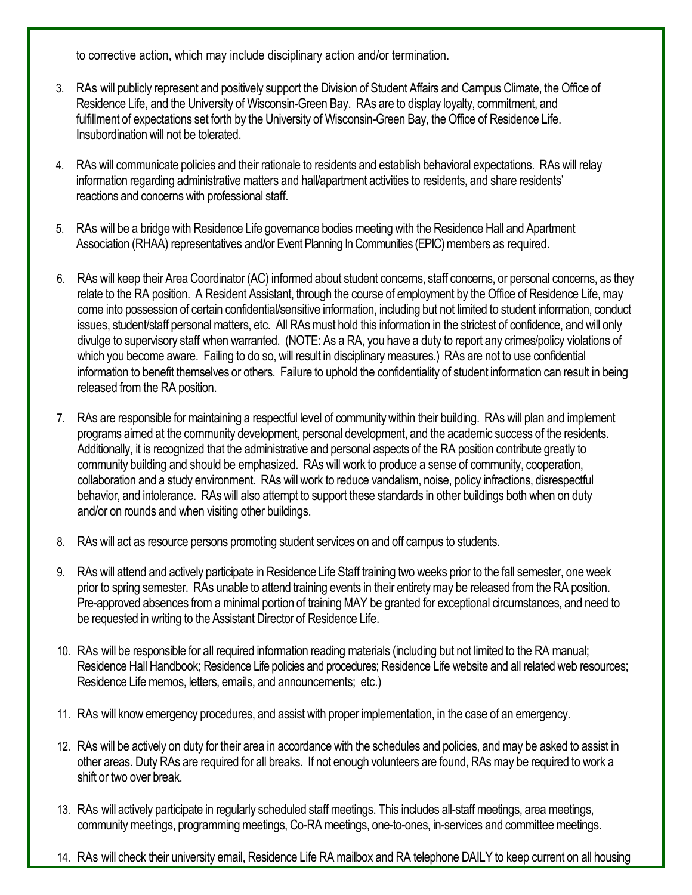to corrective action, which may include disciplinary action and/or termination.

3. RAs will publicly represent and positively support the Division of Student Affairs and Campus Climate, the Office of Residence Life, and the University of Wisconsin-Green Bay. RAs are to display loyalty, commitment, and fulfillment of expectations set forth by the University of Wisconsin-Green Bay, the Office of Residence Life. Insubordination will not be tolerated.

4. RAs will communicate policies and their rationale to residents and establish behavioral expectations. RAs will relay information regarding administrative matters and hall/apartment activities to residents, and share residents' reactions and concerns with professional staff.

5. RAs will be a bridge with Residence Life governance bodies meeting with the Residence Hall and Apartment Association (RHAA) representatives and/or Event Planning In Communities (EPIC) members as required.

6. RAs will keep their Area Coordinator (AC) informed about student concerns, staff concerns, or personal concerns, as they relate to the RA position. A Resident Assistant, through the course of employment by the Office of Residence Life, may come into possession of certain confidential/sensitive information, including but not limited to student information, conduct issues, student/staff personal matters, etc. All RAs must hold this information in the strictest of confidence, and will only divulge to supervisory staff when warranted. (NOTE: As a RA, you have a duty to report any crimes/policy violations of which you become aware. Failing to do so, will result in disciplinary measures.) RAs are not to use confidential information to benefit themselves or others. Failure to uphold the confidentiality of student information can result in being released from the RA position.

7. RAs are responsible for maintaining a respectful level of community within their building. RAs will plan and implement programs aimed at the community development, personal development, and the academic success of the residents. Additionally, it is recognized that the administrative and personal aspects of the RA position contribute greatly to community building and should be emphasized. RAs will work to produce a sense of community, cooperation, collaboration and a study environment. RAs will work to reduce vandalism, noise, policy infractions, disrespectful behavior, and intolerance. RAs will also attempt to support these standards in other buildings both when on duty and/or on rounds and when visiting other buildings.

8. RAs will act as resource persons promoting student services on and off campus to students.

9. RAs will attend and actively participate in Residence Life Staff training two weeks prior to the fall semester, one week prior to spring semester. RAs unable to attend training events in their entirety may be released from the RA position. Pre-approved absences from a minimal portion of training MAY be granted for exceptional circumstances, and need to be requested in writing to the Assistant Director of Residence Life.

10. RAs will be responsible for all required information reading materials (including but not limited to the RA manual; Residence Hall Handbook; Residence Life policies and procedures; Residence Life website and all related web resources; Residence Life memos, letters, emails, and announcements; etc.)

11. RAs will know emergency procedures, and assist with proper implementation, in the case of an emergency.

12. RAs will be actively on duty for their area in accordance with the schedules and policies, and may be asked to assist in other areas. Duty RAs are required for all breaks. If not enough volunteers are found, RAs may be required to work a shift or two over break.

13. RAs will actively participate in regularly scheduled staff meetings. This includes all-staff meetings, area meetings, community meetings, programming meetings, Co-RA meetings, one-to-ones, in-services and committee meetings.

14. RAs will check their university email, Residence Life RA mailbox and RA telephone DAILY to keep current on all housing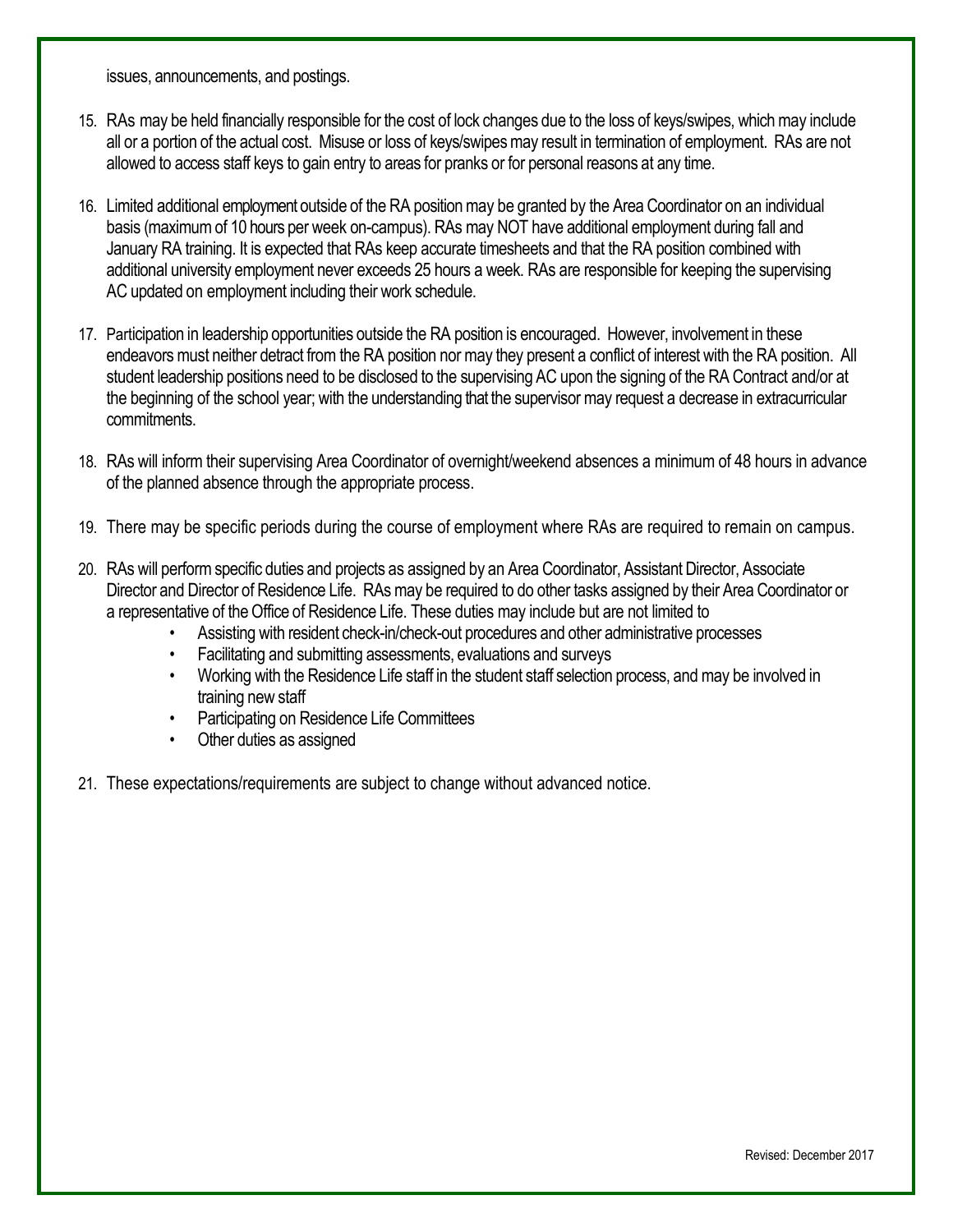issues, announcements, and postings.

15. RAs may be held financially responsible for the cost of lock changes due to the loss of keys/swipes, which may include all or a portion of the actual cost. Misuse or loss of keys/swipes may result in termination of employment. RAs are not allowed to access staff keys to gain entry to areas for pranks or for personal reasons at any time.

16. Limited additional employment outside of the RA position may be granted by the Area Coordinator on an individual basis (maximum of 10 hours per week on-campus). RAs may NOT have additional employment during fall and January RA training. It is expected that RAs keep accurate timesheets and that the RA position combined with additional university employment never exceeds 25 hours a week. RAs are responsible for keeping the supervising AC updated on employment including their work schedule.

17. Participation in leadership opportunities outside the RA position is encouraged. However, involvement in these endeavors must neither detract from the RA position nor may they present a conflict of interest with the RA position. All student leadership positions need to be disclosed to the supervising AC upon the signing of the RA Contract and/or at the beginning of the school year; with the understanding that the supervisor may request a decrease in extracurricular commitments.

18. RAs will inform their supervising Area Coordinator of overnight/weekend absences a minimum of 48 hours in advance of the planned absence through the appropriate process.

19. There may be specific periods during the course of employment where RAs are required to remain on campus.

20. RAs will perform specific duties and projects as assigned by an Area Coordinator, Assistant Director, Associate Director and Director of Residence Life. RAs may be required to do other tasks assigned by their Area Coordinator or a representative of the Office of Residence Life. These duties may include but are not limited to
    - Assisting with resident check-in/check-out procedures and other administrative processes
    - Facilitating and submitting assessments, evaluations and surveys
    - Working with the Residence Life staff in the student staff selection process, and may be involved in training new staff
    - Participating on Residence Life Committees
    - Other duties as assigned

21. These expectations/requirements are subject to change without advanced notice.

Revised: December 2017